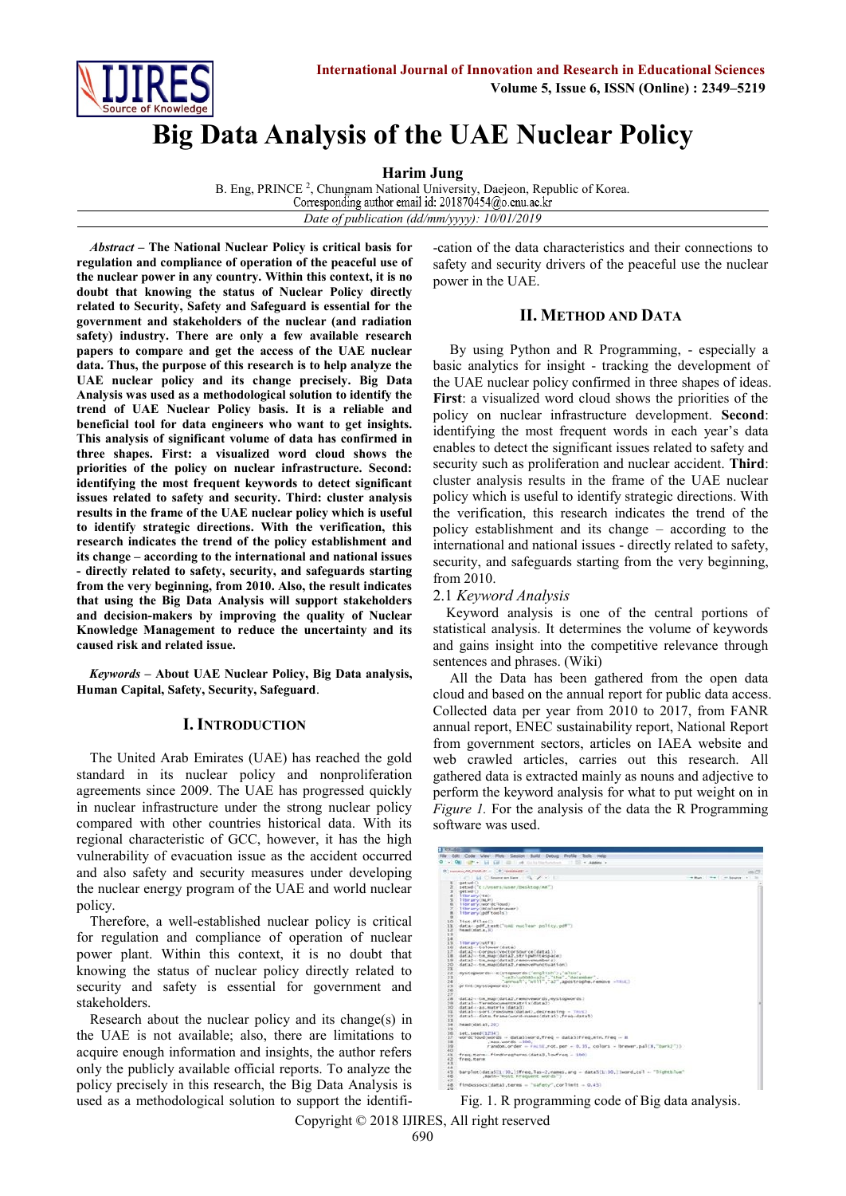# Big Data Analysis of the UAE Nuclear Policy

**Harim Jung**

B. Eng, PRINCE [2], Chungnam National University, Daejeon, Republic of Korea.
Corresponding author email id: 201870454@o.cnu.ac.kr

*Date of publication (dd/mm/yyyy): 10/01/2019*

***Abstract* – The National Nuclear Policy is critical basis for regulation and compliance of operation of the peaceful use of the nuclear power in any country. Within this context, it is no doubt that knowing the status of Nuclear Policy directly related to Security, Safety and Safeguard is essential for the government and stakeholders of the nuclear (and radiation safety) industry. There are only a few available research papers to compare and get the access of the UAE nuclear data. Thus, the purpose of this research is to help analyze the UAE nuclear policy and its change precisely. Big Data Analysis was used as a methodological solution to identify the trend of UAE Nuclear Policy basis. It is a reliable and beneficial tool for data engineers who want to get insights. This analysis of significant volume of data has confirmed in three shapes. First: a visualized word cloud shows the priorities of the policy on nuclear infrastructure. Second: identifying the most frequent keywords to detect significant issues related to safety and security. Third: cluster analysis results in the frame of the UAE nuclear policy which is useful to identify strategic directions. With the verification, this research indicates the trend of the policy establishment and its change – according to the international and national issues - directly related to safety, security, and safeguards starting from the very beginning, from 2010. Also, the result indicates that using the Big Data Analysis will support stakeholders and decision-makers by improving the quality of Nuclear Knowledge Management to reduce the uncertainty and its caused risk and related issue.**

***Keywords* – About UAE Nuclear Policy, Big Data analysis, Human Capital, Safety, Security, Safeguard.**

## I. Introduction

The United Arab Emirates (UAE) has reached the gold standard in its nuclear policy and nonproliferation agreements since 2009. The UAE has progressed quickly in nuclear infrastructure under the strong nuclear policy compared with other countries historical data. With its regional characteristic of GCC, however, it has the high vulnerability of evacuation issue as the accident occurred and also safety and security measures under developing the nuclear energy program of the UAE and world nuclear policy.

Therefore, a well-established nuclear policy is critical for regulation and compliance of operation of nuclear power plant. Within this context, it is no doubt that knowing the status of nuclear policy directly related to security and safety is essential for government and stakeholders.

Research about the nuclear policy and its change(s) in the UAE is not available; also, there are limitations to acquire enough information and insights, the author refers only the publicly available official reports. To analyze the policy precisely in this research, the Big Data Analysis is used as a methodological solution to support the identification of the data characteristics and their connections to safety and security drivers of the peaceful use the nuclear power in the UAE.

## II. Method and Data

By using Python and R Programming, - especially a basic analytics for insight - tracking the development of the UAE nuclear policy confirmed in three shapes of ideas. **First**: a visualized word cloud shows the priorities of the policy on nuclear infrastructure development. **Second**: identifying the most frequent words in each year's data enables to detect the significant issues related to safety and security such as proliferation and nuclear accident. **Third**: cluster analysis results in the frame of the UAE nuclear policy which is useful to identify strategic directions. With the verification, this research indicates the trend of the policy establishment and its change – according to the international and national issues - directly related to safety, security, and safeguards starting from the very beginning, from 2010.

### 2.1 *Keyword Analysis*

Keyword analysis is one of the central portions of statistical analysis. It determines the volume of keywords and gains insight into the competitive relevance through sentences and phrases. (Wiki)

All the Data has been gathered from the open data cloud and based on the annual report for public data access. Collected data per year from 2010 to 2017, from FANR annual report, ENEC sustainability report, National Report from government sectors, articles on IAEA website and web crawled articles, carries out this research. All gathered data is extracted mainly as nouns and adjective to perform the keyword analysis for what to put weight on in *Figure 1.* For the analysis of the data the R Programming software was used.

Fig. 1. R programming code of Big data analysis.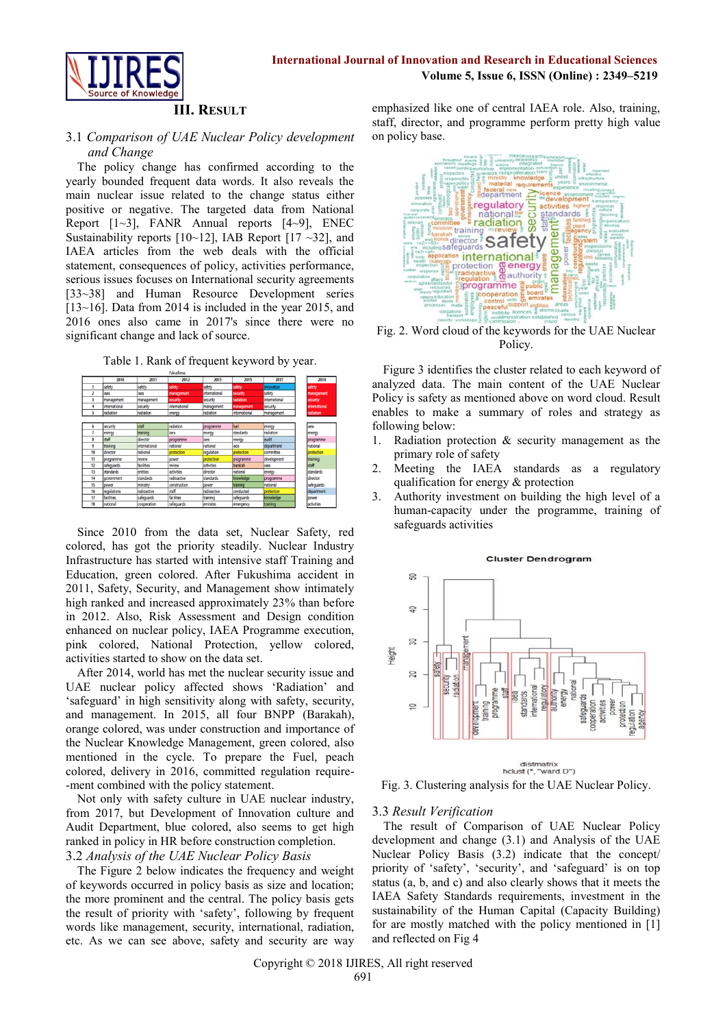## III. Result

### 3.1 *Comparison of UAE Nuclear Policy development and Change*

The policy change has confirmed according to the yearly bounded frequent data words. It also reveals the main nuclear issue related to the change status either positive or negative. The targeted data from National Report [1~3], FANR Annual reports [4~9], ENEC Sustainability reports [10~12], IAB Report [17 ~32], and IAEA articles from the web deals with the official statement, consequences of policy, activities performance, serious issues focuses on International security agreements [33~38] and Human Resource Development series [13~16]. Data from 2014 is included in the year 2015, and 2016 ones also came in 2017's since there were no significant change and lack of source.

Table 1. Rank of frequent keyword by year.

| | 2010 | 2011 | 2012 | 2013 | 2015 | 2017 | 2018 |
|---|---|---|---|---|---|---|---|
| 1 | safety | safety | safety | safety | safety | innovation | safety |
| 2 | iaea | iaea | management | international | security | safety | management |
| 3 | management | management | security | security | radiation | international | security |
| 4 | international | security | international | management | management | security | international |
| 5 | radiation | radiation | energy | radiation | international | management | radiation |
| 6 | security | staff | radiation | programme | fuel | energy | iaea |
| 7 | energy | training | iaea | energy | standards | radiation | energy |
| 8 | staff | director | programme | iaea | energy | audit | programme |
| 9 | training | international | national | national | iaea | department | national |
| 10 | director | national | protection | regulation | protection | committee | protection |
| 11 | programme | review | power | protection | programme | development | training |
| 12 | safeguards | facilities | review | activities | barakah | iaea | staff |
| 13 | standards | entities | activities | director | national | energy | standards |
| 14 | government | standards | radioactive | standards | knowledge | programme | director |
| 15 | power | ministry | construction | power | training | national | safeguards |
| 16 | regulations | radioactive | staff | radioactive | conducted | protection | department |
| 17 | facilities | safeguards | facilities | training | safeguards | knowledge | power |
| 18 | national | cooperation | safeguards | emirates | emergency | training | activities |

Since 2010 from the data set, Nuclear Safety, red colored, has got the priority steadily. Nuclear Industry Infrastructure has started with intensive staff Training and Education, green colored. After Fukushima accident in 2011, Safety, Security, and Management show intimately high ranked and increased approximately 23% than before in 2012. Also, Risk Assessment and Design condition enhanced on nuclear policy, IAEA Programme execution, pink colored, National Protection, yellow colored, activities started to show on the data set.

After 2014, world has met the nuclear security issue and UAE nuclear policy affected shows 'Radiation' and 'safeguard' in high sensitivity along with safety, security, and management. In 2015, all four BNPP (Barakah), orange colored, was under construction and importance of the Nuclear Knowledge Management, green colored, also mentioned in the cycle. To prepare the Fuel, peach colored, delivery in 2016, committed regulation require--ment combined with the policy statement.

Not only with safety culture in UAE nuclear industry, from 2017, but Development of Innovation culture and Audit Department, blue colored, also seems to get high ranked in policy in HR before construction completion.

### 3.2 *Analysis of the UAE Nuclear Policy Basis*

The Figure 2 below indicates the frequency and weight of keywords occurred in policy basis as size and location; the more prominent and the central. The policy basis gets the result of priority with 'safety', following by frequent words like management, security, international, radiation, etc. As we can see above, safety and security are way emphasized like one of central IAEA role. Also, training, staff, director, and programme perform pretty high value on policy base.

Fig. 2. Word cloud of the keywords for the UAE Nuclear Policy.

Figure 3 identifies the cluster related to each keyword of analyzed data. The main content of the UAE Nuclear Policy is safety as mentioned above on word cloud. Result enables to make a summary of roles and strategy as following below:

1. Radiation protection & security management as the primary role of safety
2. Meeting the IAEA standards as a regulatory qualification for energy & protection
3. Authority investment on building the high level of a human-capacity under the programme, training of safeguards activities

Fig. 3. Clustering analysis for the UAE Nuclear Policy.

### 3.3 *Result Verification*

The result of Comparison of UAE Nuclear Policy development and change (3.1) and Analysis of the UAE Nuclear Policy Basis (3.2) indicate that the concept/ priority of 'safety', 'security', and 'safeguard' is on top status (a, b, and c) and also clearly shows that it meets the IAEA Safety Standards requirements, investment in the sustainability of the Human Capital (Capacity Building) for are mostly matched with the policy mentioned in [1] and reflected on Fig 4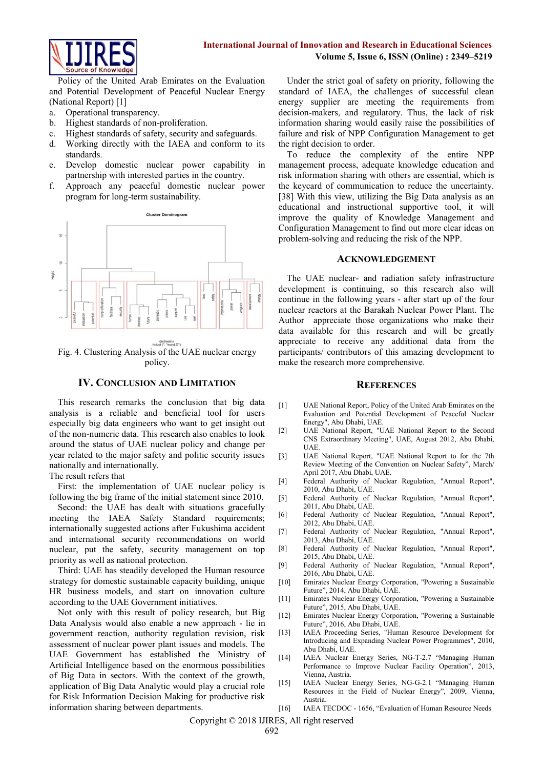Policy of the United Arab Emirates on the Evaluation and Potential Development of Peaceful Nuclear Energy (National Report) [1]

a. Operational transparency.
b. Highest standards of non-proliferation.
c. Highest standards of safety, security and safeguards.
d. Working directly with the IAEA and conform to its standards.
e. Develop domestic nuclear power capability in partnership with interested parties in the country.
f. Approach any peaceful domestic nuclear power program for long-term sustainability.

Fig. 4. Clustering Analysis of the UAE nuclear energy policy.

## IV. Conclusion and Limitation

This research remarks the conclusion that big data analysis is a reliable and beneficial tool for users especially big data engineers who want to get insight out of the non-numeric data. This research also enables to look around the status of UAE nuclear policy and change per year related to the major safety and politic security issues nationally and internationally.

The result refers that

First: the implementation of UAE nuclear policy is following the big frame of the initial statement since 2010.

Second: the UAE has dealt with situations gracefully meeting the IAEA Safety Standard requirements; internationally suggested actions after Fukushima accident and international security recommendations on world nuclear, put the safety, security management on top priority as well as national protection.

Third: UAE has steadily developed the Human resource strategy for domestic sustainable capacity building, unique HR business models, and start on innovation culture according to the UAE Government initiatives.

Not only with this result of policy research, but Big Data Analysis would also enable a new approach - lie in government reaction, authority regulation revision, risk assessment of nuclear power plant issues and models. The UAE Government has established the Ministry of Artificial Intelligence based on the enormous possibilities of Big Data in sectors. With the context of the growth, application of Big Data Analytic would play a crucial role for Risk Information Decision Making for productive risk information sharing between departments.

Under the strict goal of safety on priority, following the standard of IAEA, the challenges of successful clean energy supplier are meeting the requirements from decision-makers, and regulatory. Thus, the lack of risk information sharing would easily raise the possibilities of failure and risk of NPP Configuration Management to get the right decision to order.

To reduce the complexity of the entire NPP management process, adequate knowledge education and risk information sharing with others are essential, which is the keycard of communication to reduce the uncertainty. [38] With this view, utilizing the Big Data analysis as an educational and instructional supportive tool, it will improve the quality of Knowledge Management and Configuration Management to find out more clear ideas on problem-solving and reducing the risk of the NPP.

## Acknowledgement

The UAE nuclear- and radiation safety infrastructure development is continuing, so this research also will continue in the following years - after start up of the four nuclear reactors at the Barakah Nuclear Power Plant. The Author appreciate those organizations who make their data available for this research and will be greatly appreciate to receive any additional data from the participants/ contributors of this amazing development to make the research more comprehensive.

## References

[1] UAE National Report, Policy of the United Arab Emirates on the Evaluation and Potential Development of Peaceful Nuclear Energy", Abu Dhabi, UAE.

[2] UAE National Report, "UAE National Report to the Second CNS Extraordinary Meeting", UAE, August 2012, Abu Dhabi, UAE.

[3] UAE National Report, "UAE National Report to for the 7th Review Meeting of the Convention on Nuclear Safety", March/ April 2017, Abu Dhabi, UAE.

[4] Federal Authority of Nuclear Regulation, "Annual Report", 2010, Abu Dhabi, UAE.

[5] Federal Authority of Nuclear Regulation, "Annual Report", 2011, Abu Dhabi, UAE.

[6] Federal Authority of Nuclear Regulation, "Annual Report", 2012, Abu Dhabi, UAE.

[7] Federal Authority of Nuclear Regulation, "Annual Report", 2013, Abu Dhabi, UAE.

[8] Federal Authority of Nuclear Regulation, "Annual Report", 2015, Abu Dhabi, UAE.

[9] Federal Authority of Nuclear Regulation, "Annual Report", 2016, Abu Dhabi, UAE.

[10] Emirates Nuclear Energy Corporation, "Powering a Sustainable Future", 2014, Abu Dhabi, UAE.

[11] Emirates Nuclear Energy Corporation, "Powering a Sustainable Future", 2015, Abu Dhabi, UAE.

[12] Emirates Nuclear Energy Corporation, "Powering a Sustainable Future", 2016, Abu Dhabi, UAE.

[13] IAEA Proceeding Series, "Human Resource Development for Introducing and Expanding Nuclear Power Programmes", 2010, Abu Dhabi, UAE.

[14] IAEA Nuclear Energy Series, NG-T-2.7 "Managing Human Performance to Improve Nuclear Facility Operation", 2013, Vienna, Austria.

[15] IAEA Nuclear Energy Series, NG-G-2.1 "Managing Human Resources in the Field of Nuclear Energy", 2009, Vienna, Austria.

[16] IAEA TECDOC - 1656, "Evaluation of Human Resource Needs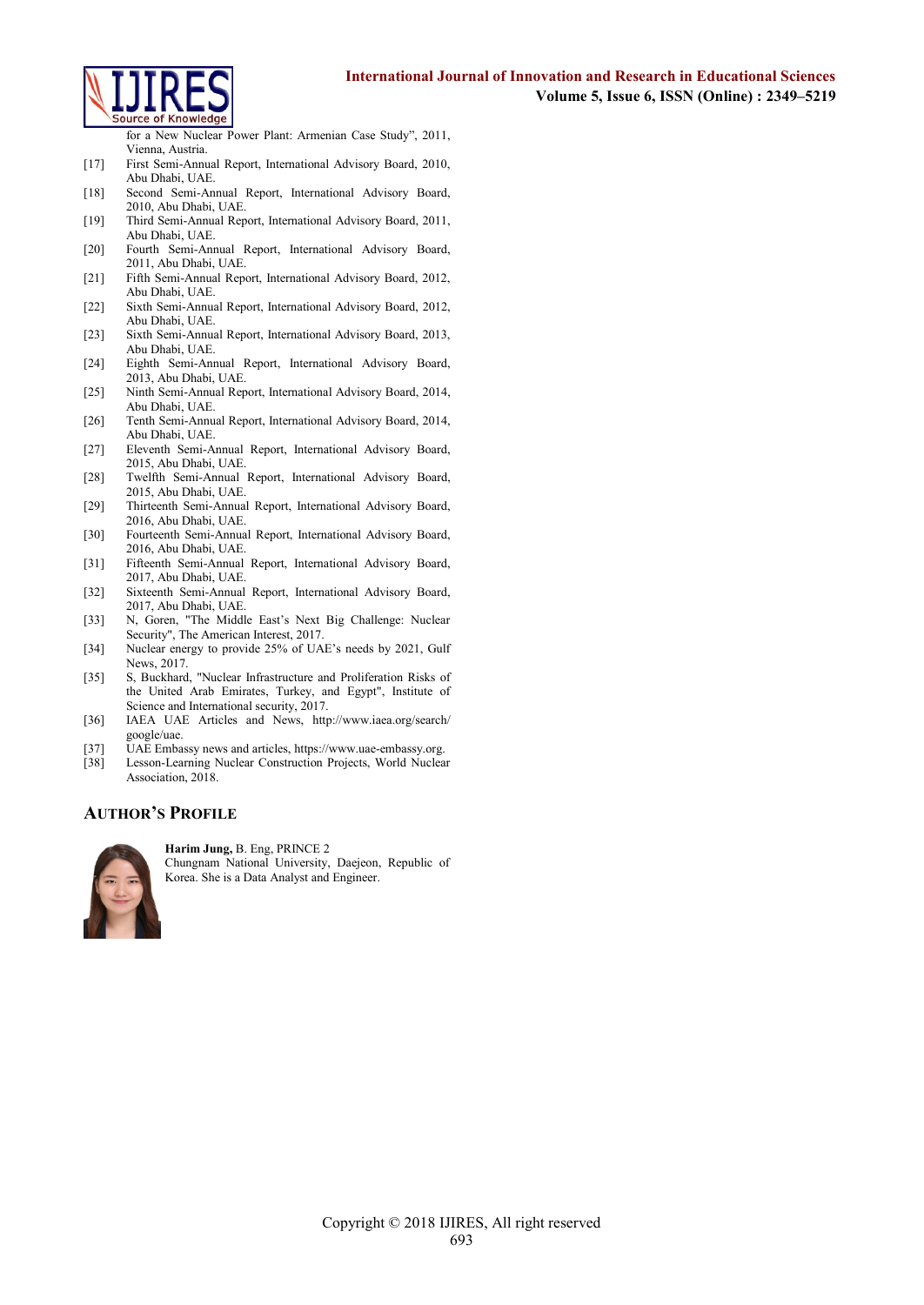for a New Nuclear Power Plant: Armenian Case Study", 2011, Vienna, Austria.

[17] First Semi-Annual Report, International Advisory Board, 2010, Abu Dhabi, UAE.

[18] Second Semi-Annual Report, International Advisory Board, 2010, Abu Dhabi, UAE.

[19] Third Semi-Annual Report, International Advisory Board, 2011, Abu Dhabi, UAE.

[20] Fourth Semi-Annual Report, International Advisory Board, 2011, Abu Dhabi, UAE.

[21] Fifth Semi-Annual Report, International Advisory Board, 2012, Abu Dhabi, UAE.

[22] Sixth Semi-Annual Report, International Advisory Board, 2012, Abu Dhabi, UAE.

[23] Sixth Semi-Annual Report, International Advisory Board, 2013, Abu Dhabi, UAE.

[24] Eighth Semi-Annual Report, International Advisory Board, 2013, Abu Dhabi, UAE.

[25] Ninth Semi-Annual Report, International Advisory Board, 2014, Abu Dhabi, UAE.

[26] Tenth Semi-Annual Report, International Advisory Board, 2014, Abu Dhabi, UAE.

[27] Eleventh Semi-Annual Report, International Advisory Board, 2015, Abu Dhabi, UAE.

[28] Twelfth Semi-Annual Report, International Advisory Board, 2015, Abu Dhabi, UAE.

[29] Thirteenth Semi-Annual Report, International Advisory Board, 2016, Abu Dhabi, UAE.

[30] Fourteenth Semi-Annual Report, International Advisory Board, 2016, Abu Dhabi, UAE.

[31] Fifteenth Semi-Annual Report, International Advisory Board, 2017, Abu Dhabi, UAE.

[32] Sixteenth Semi-Annual Report, International Advisory Board, 2017, Abu Dhabi, UAE.

[33] N, Goren, "The Middle East's Next Big Challenge: Nuclear Security", The American Interest, 2017.

[34] Nuclear energy to provide 25% of UAE's needs by 2021, Gulf News, 2017.

[35] S, Buckhard, "Nuclear Infrastructure and Proliferation Risks of the United Arab Emirates, Turkey, and Egypt", Institute of Science and International security, 2017.

[36] IAEA UAE Articles and News, http://www.iaea.org/search/google/uae.

[37] UAE Embassy news and articles, https://www.uae-embassy.org.

[38] Lesson-Learning Nuclear Construction Projects, World Nuclear Association, 2018.

## Author's Profile

**Harim Jung,** B. Eng, PRINCE 2
Chungnam National University, Daejeon, Republic of Korea. She is a Data Analyst and Engineer.